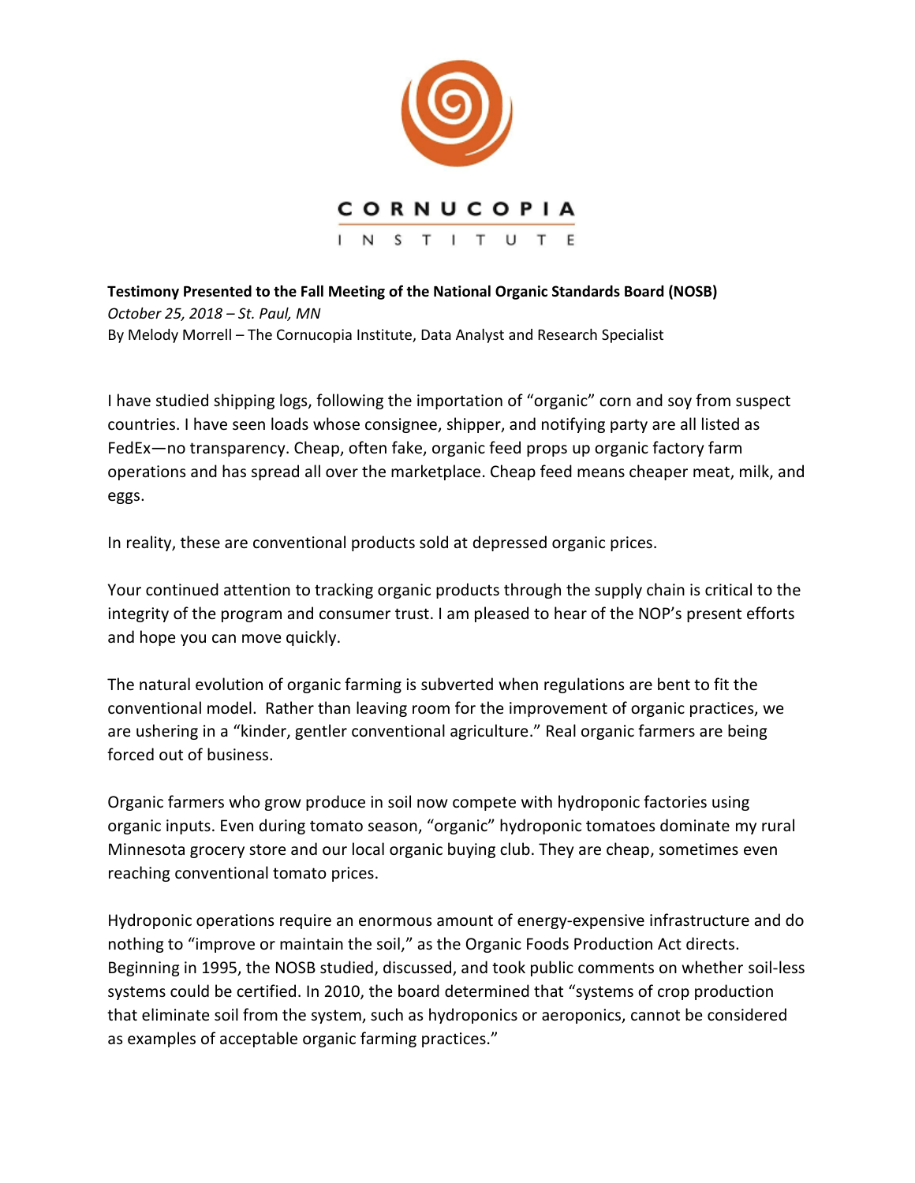CORNUCOPIA

INSTITUTE

**Testimony Presented to the Fall Meeting of the National Organic Standards Board (NOSB)**
*October 25, 2018 – St. Paul, MN*
By Melody Morrell – The Cornucopia Institute, Data Analyst and Research Specialist

I have studied shipping logs, following the importation of "organic" corn and soy from suspect countries. I have seen loads whose consignee, shipper, and notifying party are all listed as FedEx—no transparency. Cheap, often fake, organic feed props up organic factory farm operations and has spread all over the marketplace. Cheap feed means cheaper meat, milk, and eggs.

In reality, these are conventional products sold at depressed organic prices.

Your continued attention to tracking organic products through the supply chain is critical to the integrity of the program and consumer trust. I am pleased to hear of the NOP's present efforts and hope you can move quickly.

The natural evolution of organic farming is subverted when regulations are bent to fit the conventional model. Rather than leaving room for the improvement of organic practices, we are ushering in a "kinder, gentler conventional agriculture." Real organic farmers are being forced out of business.

Organic farmers who grow produce in soil now compete with hydroponic factories using organic inputs. Even during tomato season, "organic" hydroponic tomatoes dominate my rural Minnesota grocery store and our local organic buying club. They are cheap, sometimes even reaching conventional tomato prices.

Hydroponic operations require an enormous amount of energy-expensive infrastructure and do nothing to "improve or maintain the soil," as the Organic Foods Production Act directs. Beginning in 1995, the NOSB studied, discussed, and took public comments on whether soil-less systems could be certified. In 2010, the board determined that "systems of crop production that eliminate soil from the system, such as hydroponics or aeroponics, cannot be considered as examples of acceptable organic farming practices."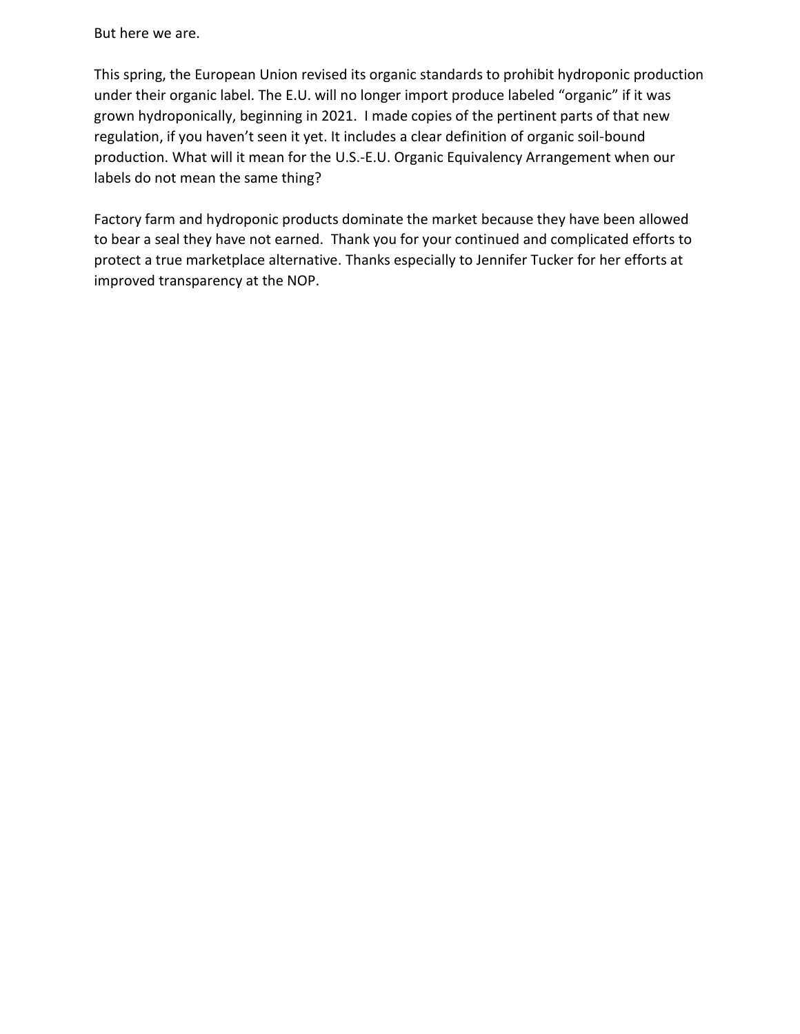But here we are.

This spring, the European Union revised its organic standards to prohibit hydroponic production under their organic label. The E.U. will no longer import produce labeled "organic" if it was grown hydroponically, beginning in 2021. I made copies of the pertinent parts of that new regulation, if you haven't seen it yet. It includes a clear definition of organic soil-bound production. What will it mean for the U.S.-E.U. Organic Equivalency Arrangement when our labels do not mean the same thing?

Factory farm and hydroponic products dominate the market because they have been allowed to bear a seal they have not earned. Thank you for your continued and complicated efforts to protect a true marketplace alternative. Thanks especially to Jennifer Tucker for her efforts at improved transparency at the NOP.